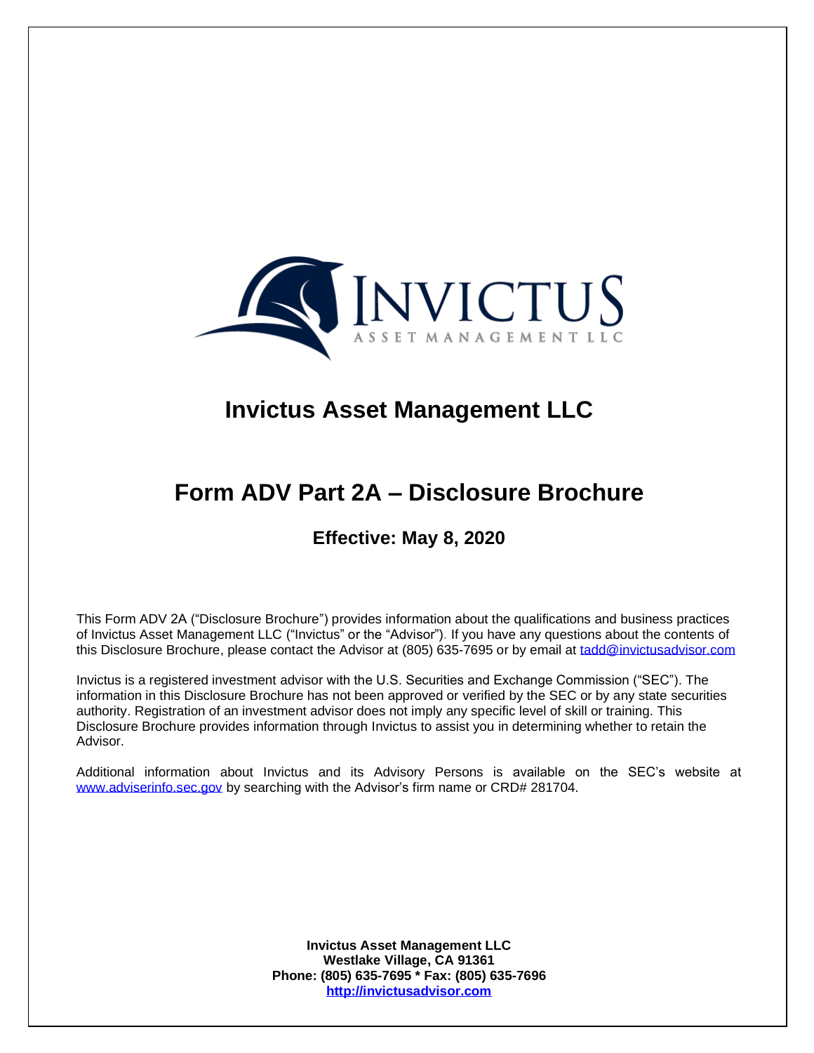# Invictus Asset Management LLC

# Form ADV Part 2A – Disclosure Brochure

### Effective: May 8, 2020

This Form ADV 2A ("Disclosure Brochure") provides information about the qualifications and business practices of Invictus Asset Management LLC ("Invictus" or the "Advisor"). If you have any questions about the contents of this Disclosure Brochure, please contact the Advisor at (805) 635-7695 or by email at tadd@invictusadvisor.com

Invictus is a registered investment advisor with the U.S. Securities and Exchange Commission ("SEC"). The information in this Disclosure Brochure has not been approved or verified by the SEC or by any state securities authority. Registration of an investment advisor does not imply any specific level of skill or training. This Disclosure Brochure provides information through Invictus to assist you in determining whether to retain the Advisor.

Additional information about Invictus and its Advisory Persons is available on the SEC's website at www.adviserinfo.sec.gov by searching with the Advisor's firm name or CRD# 281704.

**Invictus Asset Management LLC**
**Westlake Village, CA 91361**
**Phone: (805) 635-7695 * Fax: (805) 635-7696**
**http://invictusadvisor.com**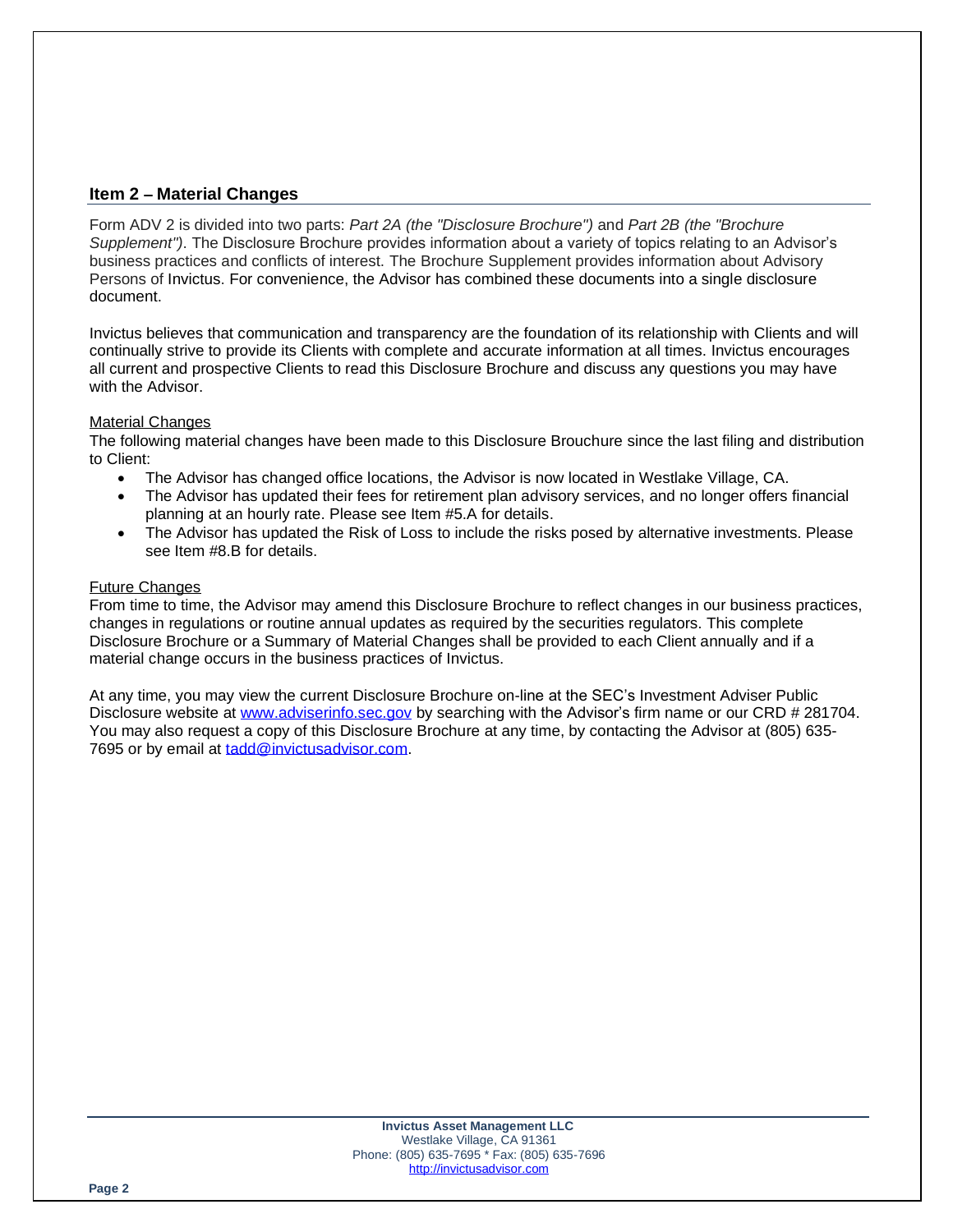## Item 2 – Material Changes

Form ADV 2 is divided into two parts: *Part 2A (the "Disclosure Brochure")* and *Part 2B (the "Brochure Supplement")*. The Disclosure Brochure provides information about a variety of topics relating to an Advisor's business practices and conflicts of interest. The Brochure Supplement provides information about Advisory Persons of Invictus. For convenience, the Advisor has combined these documents into a single disclosure document.

Invictus believes that communication and transparency are the foundation of its relationship with Clients and will continually strive to provide its Clients with complete and accurate information at all times. Invictus encourages all current and prospective Clients to read this Disclosure Brochure and discuss any questions you may have with the Advisor.

Material Changes

The following material changes have been made to this Disclosure Brouchure since the last filing and distribution to Client:

- The Advisor has changed office locations, the Advisor is now located in Westlake Village, CA.
- The Advisor has updated their fees for retirement plan advisory services, and no longer offers financial planning at an hourly rate. Please see Item #5.A for details.
- The Advisor has updated the Risk of Loss to include the risks posed by alternative investments. Please see Item #8.B for details.

Future Changes

From time to time, the Advisor may amend this Disclosure Brochure to reflect changes in our business practices, changes in regulations or routine annual updates as required by the securities regulators. This complete Disclosure Brochure or a Summary of Material Changes shall be provided to each Client annually and if a material change occurs in the business practices of Invictus.

At any time, you may view the current Disclosure Brochure on-line at the SEC's Investment Adviser Public Disclosure website at www.adviserinfo.sec.gov by searching with the Advisor's firm name or our CRD # 281704. You may also request a copy of this Disclosure Brochure at any time, by contacting the Advisor at (805) 635-7695 or by email at tadd@invictusadvisor.com.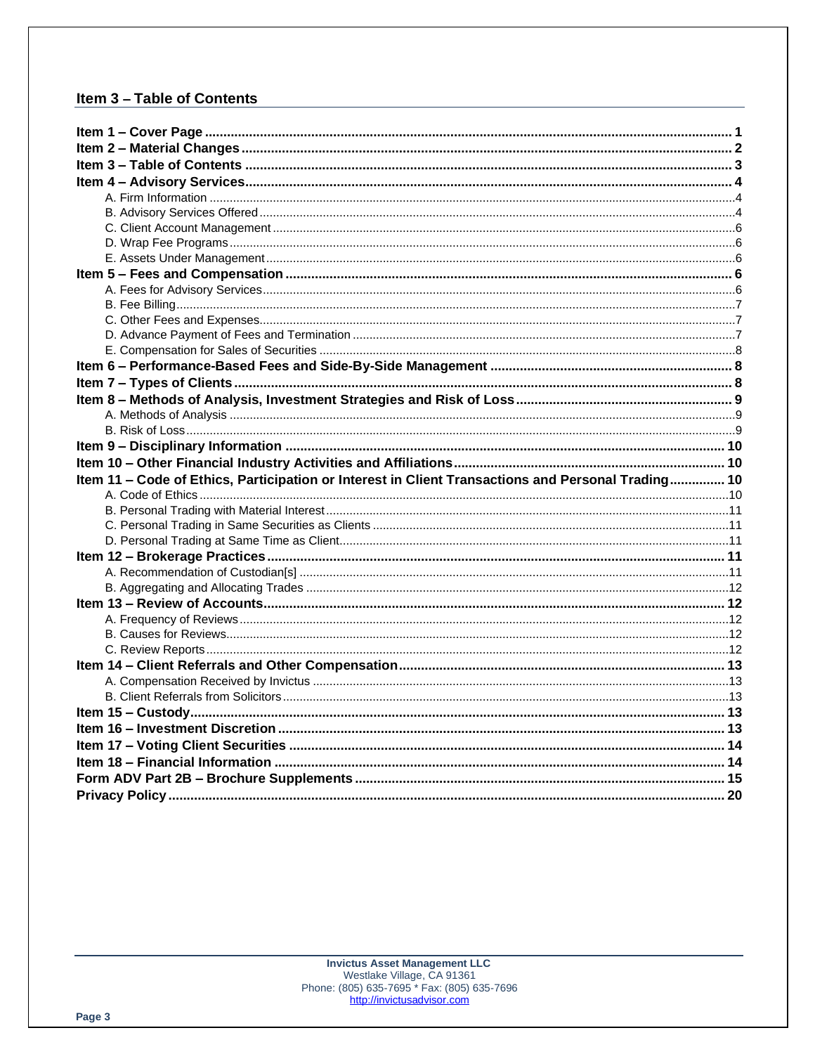## Item 3 – Table of Contents

**Item 1 – Cover Page** .... 1
**Item 2 – Material Changes** .... 2
**Item 3 – Table of Contents** .... 3
**Item 4 – Advisory Services** .... 4
- A. Firm Information .... 4
- B. Advisory Services Offered .... 4
- C. Client Account Management .... 6
- D. Wrap Fee Programs .... 6
- E. Assets Under Management .... 6

**Item 5 – Fees and Compensation** .... 6
- A. Fees for Advisory Services .... 6
- B. Fee Billing .... 7
- C. Other Fees and Expenses .... 7
- D. Advance Payment of Fees and Termination .... 7
- E. Compensation for Sales of Securities .... 8

**Item 6 – Performance-Based Fees and Side-By-Side Management** .... 8
**Item 7 – Types of Clients** .... 8
**Item 8 – Methods of Analysis, Investment Strategies and Risk of Loss** .... 9
- A. Methods of Analysis .... 9
- B. Risk of Loss .... 9

**Item 9 – Disciplinary Information** .... 10
**Item 10 – Other Financial Industry Activities and Affiliations** .... 10
**Item 11 – Code of Ethics, Participation or Interest in Client Transactions and Personal Trading** .... 10
- A. Code of Ethics .... 10
- B. Personal Trading with Material Interest .... 11
- C. Personal Trading in Same Securities as Clients .... 11
- D. Personal Trading at Same Time as Client .... 11

**Item 12 – Brokerage Practices** .... 11
- A. Recommendation of Custodian[s] .... 11
- B. Aggregating and Allocating Trades .... 12

**Item 13 – Review of Accounts** .... 12
- A. Frequency of Reviews .... 12
- B. Causes for Reviews .... 12
- C. Review Reports .... 12

**Item 14 – Client Referrals and Other Compensation** .... 13
- A. Compensation Received by Invictus .... 13
- B. Client Referrals from Solicitors .... 13

**Item 15 – Custody** .... 13
**Item 16 – Investment Discretion** .... 13
**Item 17 – Voting Client Securities** .... 14
**Item 18 – Financial Information** .... 14
**Form ADV Part 2B – Brochure Supplements** .... 15
**Privacy Policy** .... 20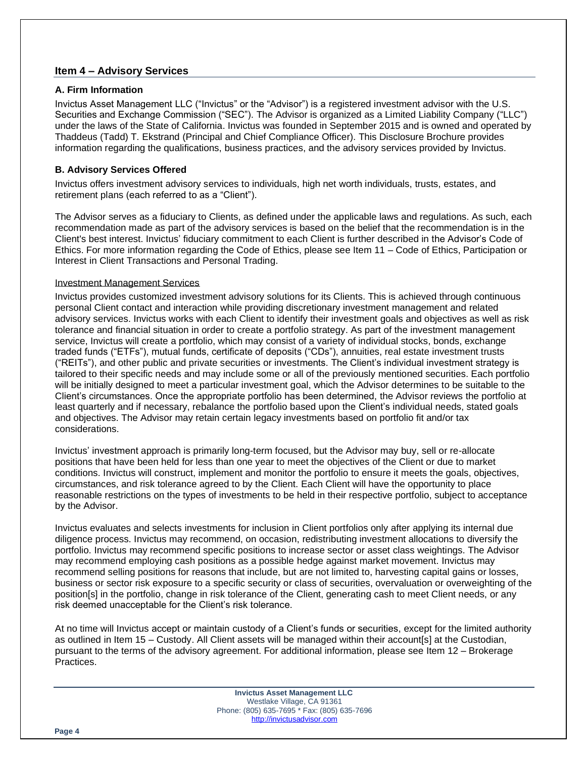## Item 4 – Advisory Services

### A. Firm Information

Invictus Asset Management LLC ("Invictus" or the "Advisor") is a registered investment advisor with the U.S. Securities and Exchange Commission ("SEC"). The Advisor is organized as a Limited Liability Company ("LLC") under the laws of the State of California. Invictus was founded in September 2015 and is owned and operated by Thaddeus (Tadd) T. Ekstrand (Principal and Chief Compliance Officer). This Disclosure Brochure provides information regarding the qualifications, business practices, and the advisory services provided by Invictus.

### B. Advisory Services Offered

Invictus offers investment advisory services to individuals, high net worth individuals, trusts, estates, and retirement plans (each referred to as a "Client").

The Advisor serves as a fiduciary to Clients, as defined under the applicable laws and regulations. As such, each recommendation made as part of the advisory services is based on the belief that the recommendation is in the Client's best interest. Invictus' fiduciary commitment to each Client is further described in the Advisor's Code of Ethics. For more information regarding the Code of Ethics, please see Item 11 – Code of Ethics, Participation or Interest in Client Transactions and Personal Trading.

Investment Management Services

Invictus provides customized investment advisory solutions for its Clients. This is achieved through continuous personal Client contact and interaction while providing discretionary investment management and related advisory services. Invictus works with each Client to identify their investment goals and objectives as well as risk tolerance and financial situation in order to create a portfolio strategy. As part of the investment management service, Invictus will create a portfolio, which may consist of a variety of individual stocks, bonds, exchange traded funds ("ETFs"), mutual funds, certificate of deposits ("CDs"), annuities, real estate investment trusts ("REITs"), and other public and private securities or investments. The Client's individual investment strategy is tailored to their specific needs and may include some or all of the previously mentioned securities. Each portfolio will be initially designed to meet a particular investment goal, which the Advisor determines to be suitable to the Client's circumstances. Once the appropriate portfolio has been determined, the Advisor reviews the portfolio at least quarterly and if necessary, rebalance the portfolio based upon the Client's individual needs, stated goals and objectives. The Advisor may retain certain legacy investments based on portfolio fit and/or tax considerations.

Invictus' investment approach is primarily long-term focused, but the Advisor may buy, sell or re-allocate positions that have been held for less than one year to meet the objectives of the Client or due to market conditions. Invictus will construct, implement and monitor the portfolio to ensure it meets the goals, objectives, circumstances, and risk tolerance agreed to by the Client. Each Client will have the opportunity to place reasonable restrictions on the types of investments to be held in their respective portfolio, subject to acceptance by the Advisor.

Invictus evaluates and selects investments for inclusion in Client portfolios only after applying its internal due diligence process. Invictus may recommend, on occasion, redistributing investment allocations to diversify the portfolio. Invictus may recommend specific positions to increase sector or asset class weightings. The Advisor may recommend employing cash positions as a possible hedge against market movement. Invictus may recommend selling positions for reasons that include, but are not limited to, harvesting capital gains or losses, business or sector risk exposure to a specific security or class of securities, overvaluation or overweighting of the position[s] in the portfolio, change in risk tolerance of the Client, generating cash to meet Client needs, or any risk deemed unacceptable for the Client's risk tolerance.

At no time will Invictus accept or maintain custody of a Client's funds or securities, except for the limited authority as outlined in Item 15 – Custody. All Client assets will be managed within their account[s] at the Custodian, pursuant to the terms of the advisory agreement. For additional information, please see Item 12 – Brokerage Practices.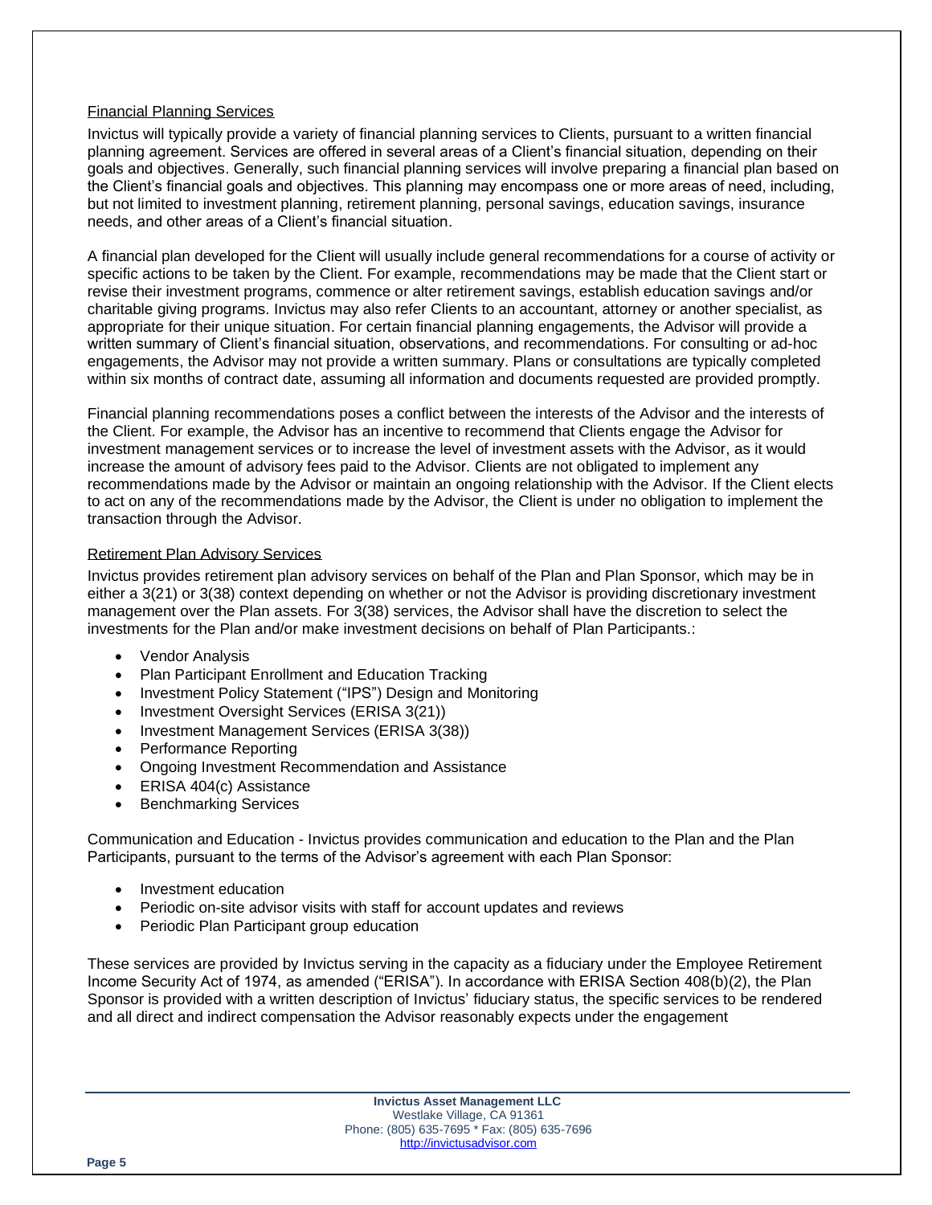### Financial Planning Services

Invictus will typically provide a variety of financial planning services to Clients, pursuant to a written financial planning agreement. Services are offered in several areas of a Client's financial situation, depending on their goals and objectives. Generally, such financial planning services will involve preparing a financial plan based on the Client's financial goals and objectives. This planning may encompass one or more areas of need, including, but not limited to investment planning, retirement planning, personal savings, education savings, insurance needs, and other areas of a Client's financial situation.

A financial plan developed for the Client will usually include general recommendations for a course of activity or specific actions to be taken by the Client. For example, recommendations may be made that the Client start or revise their investment programs, commence or alter retirement savings, establish education savings and/or charitable giving programs. Invictus may also refer Clients to an accountant, attorney or another specialist, as appropriate for their unique situation. For certain financial planning engagements, the Advisor will provide a written summary of Client's financial situation, observations, and recommendations. For consulting or ad-hoc engagements, the Advisor may not provide a written summary. Plans or consultations are typically completed within six months of contract date, assuming all information and documents requested are provided promptly.

Financial planning recommendations poses a conflict between the interests of the Advisor and the interests of the Client. For example, the Advisor has an incentive to recommend that Clients engage the Advisor for investment management services or to increase the level of investment assets with the Advisor, as it would increase the amount of advisory fees paid to the Advisor. Clients are not obligated to implement any recommendations made by the Advisor or maintain an ongoing relationship with the Advisor. If the Client elects to act on any of the recommendations made by the Advisor, the Client is under no obligation to implement the transaction through the Advisor.

### Retirement Plan Advisory Services

Invictus provides retirement plan advisory services on behalf of the Plan and Plan Sponsor, which may be in either a 3(21) or 3(38) context depending on whether or not the Advisor is providing discretionary investment management over the Plan assets. For 3(38) services, the Advisor shall have the discretion to select the investments for the Plan and/or make investment decisions on behalf of Plan Participants.:

- Vendor Analysis
- Plan Participant Enrollment and Education Tracking
- Investment Policy Statement ("IPS") Design and Monitoring
- Investment Oversight Services (ERISA 3(21))
- Investment Management Services (ERISA 3(38))
- Performance Reporting
- Ongoing Investment Recommendation and Assistance
- ERISA 404(c) Assistance
- Benchmarking Services

Communication and Education - Invictus provides communication and education to the Plan and the Plan Participants, pursuant to the terms of the Advisor's agreement with each Plan Sponsor:

- Investment education
- Periodic on-site advisor visits with staff for account updates and reviews
- Periodic Plan Participant group education

These services are provided by Invictus serving in the capacity as a fiduciary under the Employee Retirement Income Security Act of 1974, as amended ("ERISA"). In accordance with ERISA Section 408(b)(2), the Plan Sponsor is provided with a written description of Invictus' fiduciary status, the specific services to be rendered and all direct and indirect compensation the Advisor reasonably expects under the engagement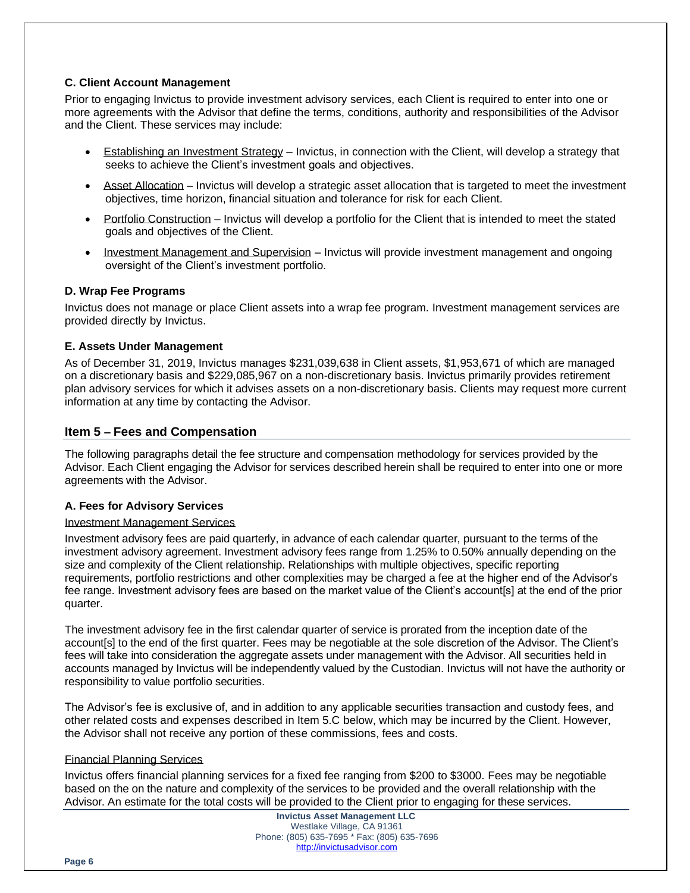### C. Client Account Management

Prior to engaging Invictus to provide investment advisory services, each Client is required to enter into one or more agreements with the Advisor that define the terms, conditions, authority and responsibilities of the Advisor and the Client. These services may include:

- Establishing an Investment Strategy – Invictus, in connection with the Client, will develop a strategy that seeks to achieve the Client's investment goals and objectives.
- Asset Allocation – Invictus will develop a strategic asset allocation that is targeted to meet the investment objectives, time horizon, financial situation and tolerance for risk for each Client.
- Portfolio Construction – Invictus will develop a portfolio for the Client that is intended to meet the stated goals and objectives of the Client.
- Investment Management and Supervision – Invictus will provide investment management and ongoing oversight of the Client's investment portfolio.

### D. Wrap Fee Programs

Invictus does not manage or place Client assets into a wrap fee program. Investment management services are provided directly by Invictus.

### E. Assets Under Management

As of December 31, 2019, Invictus manages $231,039,638 in Client assets, $1,953,671 of which are managed on a discretionary basis and $229,085,967 on a non-discretionary basis. Invictus primarily provides retirement plan advisory services for which it advises assets on a non-discretionary basis. Clients may request more current information at any time by contacting the Advisor.

## Item 5 – Fees and Compensation

The following paragraphs detail the fee structure and compensation methodology for services provided by the Advisor. Each Client engaging the Advisor for services described herein shall be required to enter into one or more agreements with the Advisor.

### A. Fees for Advisory Services

Investment Management Services

Investment advisory fees are paid quarterly, in advance of each calendar quarter, pursuant to the terms of the investment advisory agreement. Investment advisory fees range from 1.25% to 0.50% annually depending on the size and complexity of the Client relationship. Relationships with multiple objectives, specific reporting requirements, portfolio restrictions and other complexities may be charged a fee at the higher end of the Advisor's fee range. Investment advisory fees are based on the market value of the Client's account[s] at the end of the prior quarter.

The investment advisory fee in the first calendar quarter of service is prorated from the inception date of the account[s] to the end of the first quarter. Fees may be negotiable at the sole discretion of the Advisor. The Client's fees will take into consideration the aggregate assets under management with the Advisor. All securities held in accounts managed by Invictus will be independently valued by the Custodian. Invictus will not have the authority or responsibility to value portfolio securities.

The Advisor's fee is exclusive of, and in addition to any applicable securities transaction and custody fees, and other related costs and expenses described in Item 5.C below, which may be incurred by the Client. However, the Advisor shall not receive any portion of these commissions, fees and costs.

Financial Planning Services

Invictus offers financial planning services for a fixed fee ranging from $200 to $3000. Fees may be negotiable based on the on the nature and complexity of the services to be provided and the overall relationship with the Advisor. An estimate for the total costs will be provided to the Client prior to engaging for these services.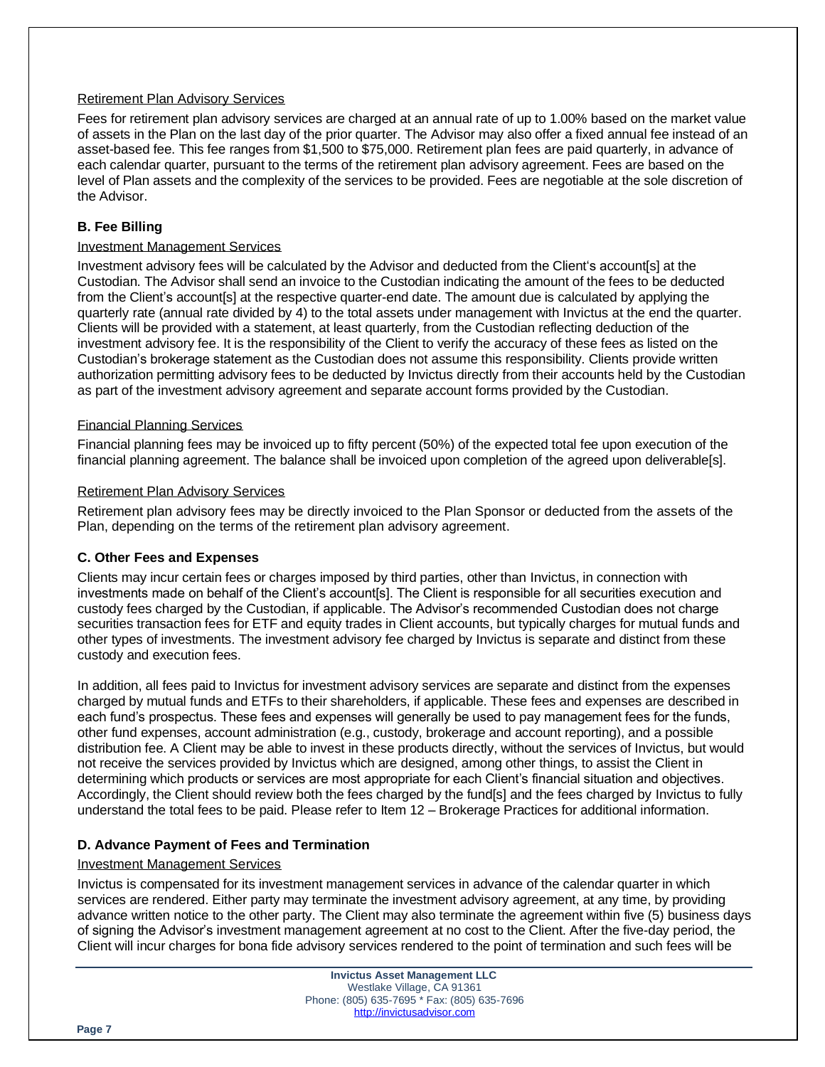Retirement Plan Advisory Services

Fees for retirement plan advisory services are charged at an annual rate of up to 1.00% based on the market value of assets in the Plan on the last day of the prior quarter. The Advisor may also offer a fixed annual fee instead of an asset-based fee. This fee ranges from $1,500 to $75,000. Retirement plan fees are paid quarterly, in advance of each calendar quarter, pursuant to the terms of the retirement plan advisory agreement. Fees are based on the level of Plan assets and the complexity of the services to be provided. Fees are negotiable at the sole discretion of the Advisor.

### B. Fee Billing

Investment Management Services

Investment advisory fees will be calculated by the Advisor and deducted from the Client's account[s] at the Custodian. The Advisor shall send an invoice to the Custodian indicating the amount of the fees to be deducted from the Client's account[s] at the respective quarter-end date. The amount due is calculated by applying the quarterly rate (annual rate divided by 4) to the total assets under management with Invictus at the end the quarter. Clients will be provided with a statement, at least quarterly, from the Custodian reflecting deduction of the investment advisory fee. It is the responsibility of the Client to verify the accuracy of these fees as listed on the Custodian's brokerage statement as the Custodian does not assume this responsibility. Clients provide written authorization permitting advisory fees to be deducted by Invictus directly from their accounts held by the Custodian as part of the investment advisory agreement and separate account forms provided by the Custodian.

Financial Planning Services

Financial planning fees may be invoiced up to fifty percent (50%) of the expected total fee upon execution of the financial planning agreement. The balance shall be invoiced upon completion of the agreed upon deliverable[s].

Retirement Plan Advisory Services

Retirement plan advisory fees may be directly invoiced to the Plan Sponsor or deducted from the assets of the Plan, depending on the terms of the retirement plan advisory agreement.

### C. Other Fees and Expenses

Clients may incur certain fees or charges imposed by third parties, other than Invictus, in connection with investments made on behalf of the Client's account[s]. The Client is responsible for all securities execution and custody fees charged by the Custodian, if applicable. The Advisor's recommended Custodian does not charge securities transaction fees for ETF and equity trades in Client accounts, but typically charges for mutual funds and other types of investments. The investment advisory fee charged by Invictus is separate and distinct from these custody and execution fees.

In addition, all fees paid to Invictus for investment advisory services are separate and distinct from the expenses charged by mutual funds and ETFs to their shareholders, if applicable. These fees and expenses are described in each fund's prospectus. These fees and expenses will generally be used to pay management fees for the funds, other fund expenses, account administration (e.g., custody, brokerage and account reporting), and a possible distribution fee. A Client may be able to invest in these products directly, without the services of Invictus, but would not receive the services provided by Invictus which are designed, among other things, to assist the Client in determining which products or services are most appropriate for each Client's financial situation and objectives. Accordingly, the Client should review both the fees charged by the fund[s] and the fees charged by Invictus to fully understand the total fees to be paid. Please refer to Item 12 – Brokerage Practices for additional information.

### D. Advance Payment of Fees and Termination

Investment Management Services

Invictus is compensated for its investment management services in advance of the calendar quarter in which services are rendered. Either party may terminate the investment advisory agreement, at any time, by providing advance written notice to the other party. The Client may also terminate the agreement within five (5) business days of signing the Advisor's investment management agreement at no cost to the Client. After the five-day period, the Client will incur charges for bona fide advisory services rendered to the point of termination and such fees will be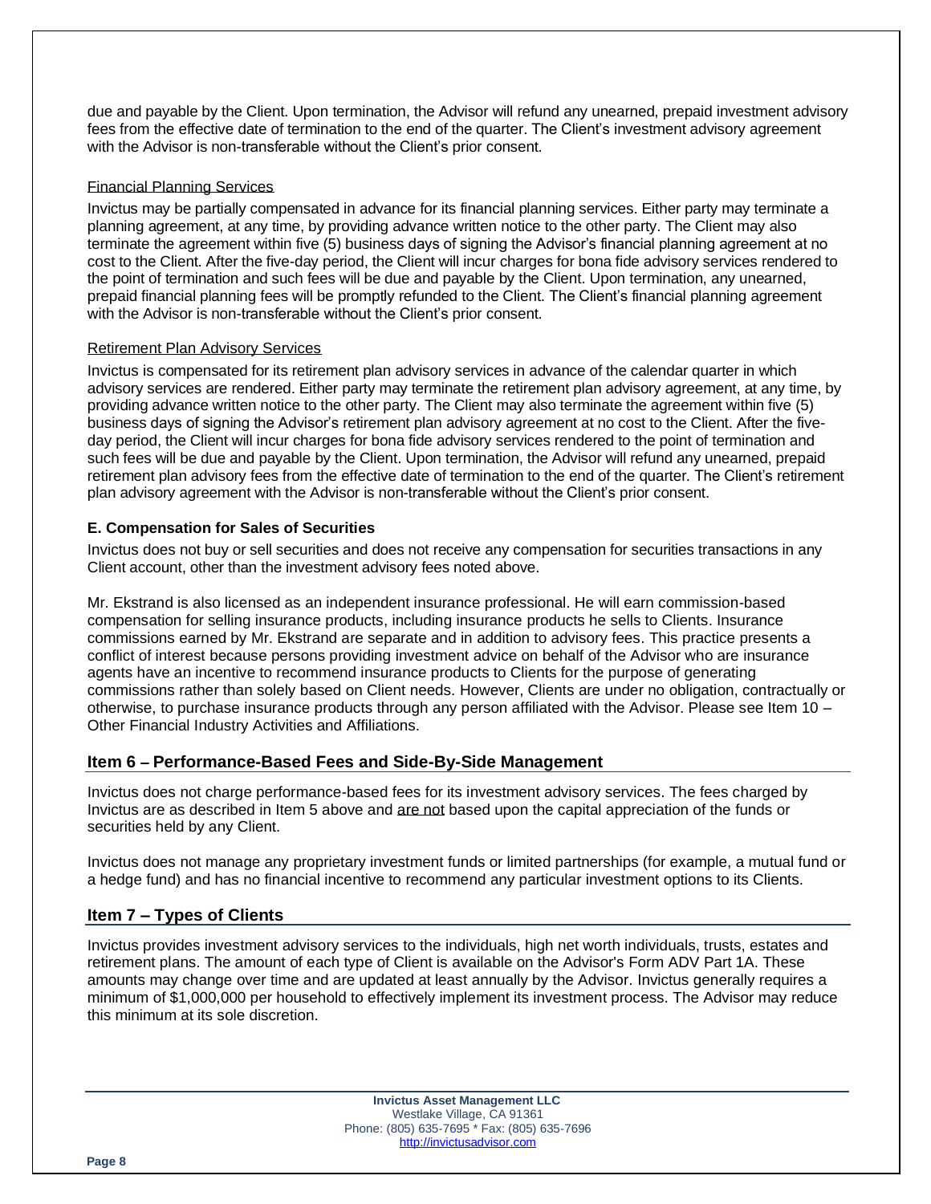due and payable by the Client. Upon termination, the Advisor will refund any unearned, prepaid investment advisory fees from the effective date of termination to the end of the quarter. The Client's investment advisory agreement with the Advisor is non-transferable without the Client's prior consent.

Financial Planning Services

Invictus may be partially compensated in advance for its financial planning services. Either party may terminate a planning agreement, at any time, by providing advance written notice to the other party. The Client may also terminate the agreement within five (5) business days of signing the Advisor's financial planning agreement at no cost to the Client. After the five-day period, the Client will incur charges for bona fide advisory services rendered to the point of termination and such fees will be due and payable by the Client. Upon termination, any unearned, prepaid financial planning fees will be promptly refunded to the Client. The Client's financial planning agreement with the Advisor is non-transferable without the Client's prior consent.

Retirement Plan Advisory Services

Invictus is compensated for its retirement plan advisory services in advance of the calendar quarter in which advisory services are rendered. Either party may terminate the retirement plan advisory agreement, at any time, by providing advance written notice to the other party. The Client may also terminate the agreement within five (5) business days of signing the Advisor's retirement plan advisory agreement at no cost to the Client. After the five-day period, the Client will incur charges for bona fide advisory services rendered to the point of termination and such fees will be due and payable by the Client. Upon termination, the Advisor will refund any unearned, prepaid retirement plan advisory fees from the effective date of termination to the end of the quarter. The Client's retirement plan advisory agreement with the Advisor is non-transferable without the Client's prior consent.

### E. Compensation for Sales of Securities

Invictus does not buy or sell securities and does not receive any compensation for securities transactions in any Client account, other than the investment advisory fees noted above.

Mr. Ekstrand is also licensed as an independent insurance professional. He will earn commission-based compensation for selling insurance products, including insurance products he sells to Clients. Insurance commissions earned by Mr. Ekstrand are separate and in addition to advisory fees. This practice presents a conflict of interest because persons providing investment advice on behalf of the Advisor who are insurance agents have an incentive to recommend insurance products to Clients for the purpose of generating commissions rather than solely based on Client needs. However, Clients are under no obligation, contractually or otherwise, to purchase insurance products through any person affiliated with the Advisor. Please see Item 10 – Other Financial Industry Activities and Affiliations.

## Item 6 – Performance-Based Fees and Side-By-Side Management

Invictus does not charge performance-based fees for its investment advisory services. The fees charged by Invictus are as described in Item 5 above and are not based upon the capital appreciation of the funds or securities held by any Client.

Invictus does not manage any proprietary investment funds or limited partnerships (for example, a mutual fund or a hedge fund) and has no financial incentive to recommend any particular investment options to its Clients.

## Item 7 – Types of Clients

Invictus provides investment advisory services to the individuals, high net worth individuals, trusts, estates and retirement plans. The amount of each type of Client is available on the Advisor's Form ADV Part 1A. These amounts may change over time and are updated at least annually by the Advisor. Invictus generally requires a minimum of $1,000,000 per household to effectively implement its investment process. The Advisor may reduce this minimum at its sole discretion.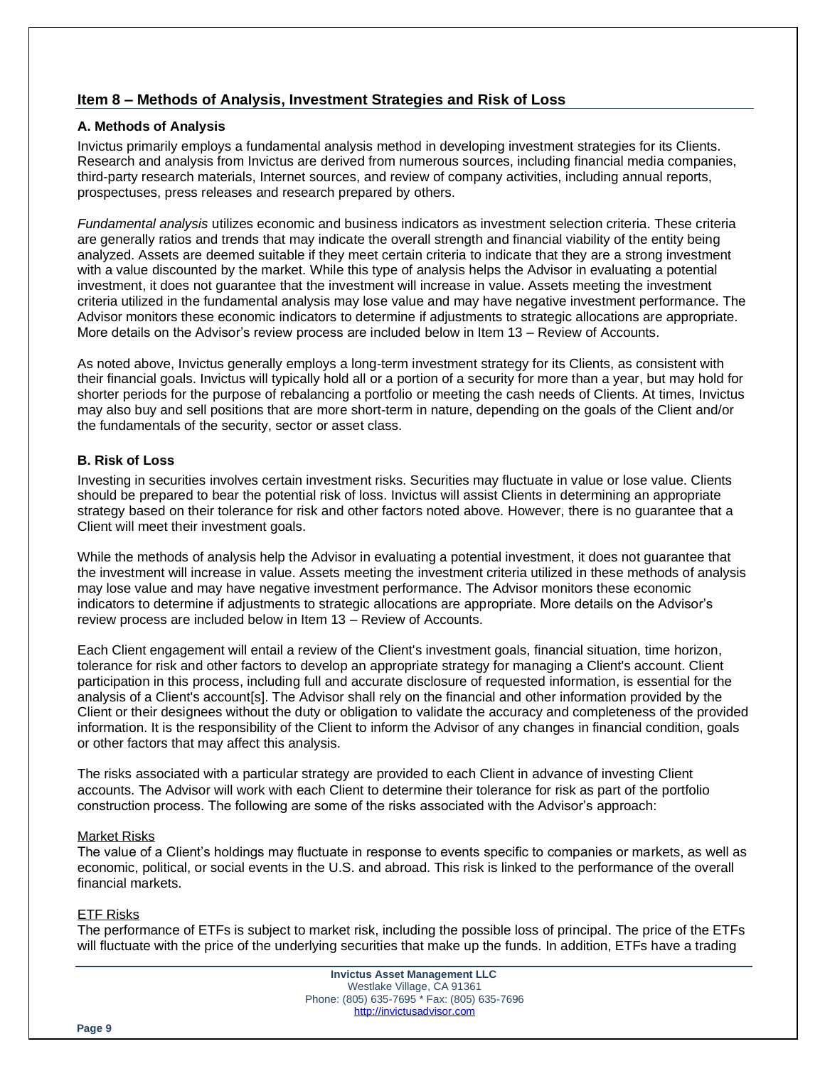## Item 8 – Methods of Analysis, Investment Strategies and Risk of Loss

### A. Methods of Analysis

Invictus primarily employs a fundamental analysis method in developing investment strategies for its Clients. Research and analysis from Invictus are derived from numerous sources, including financial media companies, third-party research materials, Internet sources, and review of company activities, including annual reports, prospectuses, press releases and research prepared by others.

*Fundamental analysis* utilizes economic and business indicators as investment selection criteria. These criteria are generally ratios and trends that may indicate the overall strength and financial viability of the entity being analyzed. Assets are deemed suitable if they meet certain criteria to indicate that they are a strong investment with a value discounted by the market. While this type of analysis helps the Advisor in evaluating a potential investment, it does not guarantee that the investment will increase in value. Assets meeting the investment criteria utilized in the fundamental analysis may lose value and may have negative investment performance. The Advisor monitors these economic indicators to determine if adjustments to strategic allocations are appropriate. More details on the Advisor's review process are included below in Item 13 – Review of Accounts.

As noted above, Invictus generally employs a long-term investment strategy for its Clients, as consistent with their financial goals. Invictus will typically hold all or a portion of a security for more than a year, but may hold for shorter periods for the purpose of rebalancing a portfolio or meeting the cash needs of Clients. At times, Invictus may also buy and sell positions that are more short-term in nature, depending on the goals of the Client and/or the fundamentals of the security, sector or asset class.

### B. Risk of Loss

Investing in securities involves certain investment risks. Securities may fluctuate in value or lose value. Clients should be prepared to bear the potential risk of loss. Invictus will assist Clients in determining an appropriate strategy based on their tolerance for risk and other factors noted above. However, there is no guarantee that a Client will meet their investment goals.

While the methods of analysis help the Advisor in evaluating a potential investment, it does not guarantee that the investment will increase in value. Assets meeting the investment criteria utilized in these methods of analysis may lose value and may have negative investment performance. The Advisor monitors these economic indicators to determine if adjustments to strategic allocations are appropriate. More details on the Advisor's review process are included below in Item 13 – Review of Accounts.

Each Client engagement will entail a review of the Client's investment goals, financial situation, time horizon, tolerance for risk and other factors to develop an appropriate strategy for managing a Client's account. Client participation in this process, including full and accurate disclosure of requested information, is essential for the analysis of a Client's account[s]. The Advisor shall rely on the financial and other information provided by the Client or their designees without the duty or obligation to validate the accuracy and completeness of the provided information. It is the responsibility of the Client to inform the Advisor of any changes in financial condition, goals or other factors that may affect this analysis.

The risks associated with a particular strategy are provided to each Client in advance of investing Client accounts. The Advisor will work with each Client to determine their tolerance for risk as part of the portfolio construction process. The following are some of the risks associated with the Advisor's approach:

<u>Market Risks</u>
The value of a Client's holdings may fluctuate in response to events specific to companies or markets, as well as economic, political, or social events in the U.S. and abroad. This risk is linked to the performance of the overall financial markets.

<u>ETF Risks</u>
The performance of ETFs is subject to market risk, including the possible loss of principal. The price of the ETFs will fluctuate with the price of the underlying securities that make up the funds. In addition, ETFs have a trading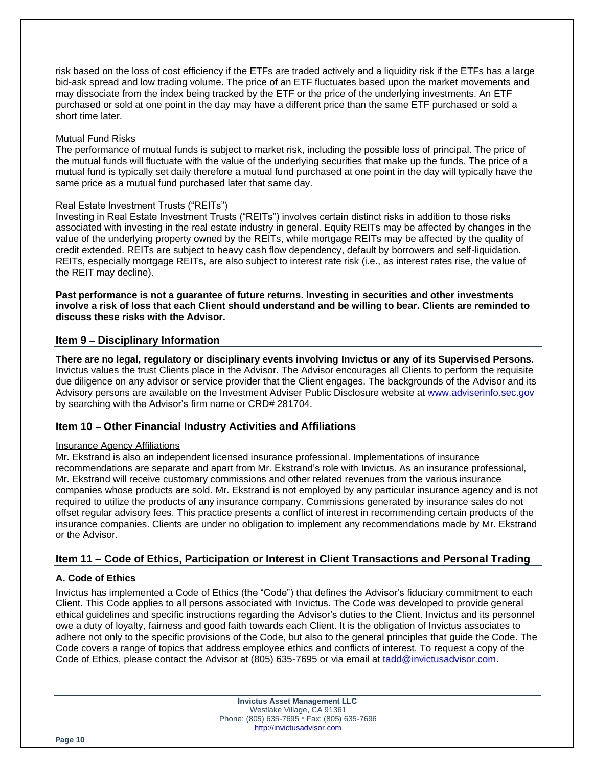risk based on the loss of cost efficiency if the ETFs are traded actively and a liquidity risk if the ETFs has a large bid-ask spread and low trading volume. The price of an ETF fluctuates based upon the market movements and may dissociate from the index being tracked by the ETF or the price of the underlying investments. An ETF purchased or sold at one point in the day may have a different price than the same ETF purchased or sold a short time later.

Mutual Fund Risks

The performance of mutual funds is subject to market risk, including the possible loss of principal. The price of the mutual funds will fluctuate with the value of the underlying securities that make up the funds. The price of a mutual fund is typically set daily therefore a mutual fund purchased at one point in the day will typically have the same price as a mutual fund purchased later that same day.

Real Estate Investment Trusts ("REITs")

Investing in Real Estate Investment Trusts ("REITs") involves certain distinct risks in addition to those risks associated with investing in the real estate industry in general. Equity REITs may be affected by changes in the value of the underlying property owned by the REITs, while mortgage REITs may be affected by the quality of credit extended. REITs are subject to heavy cash flow dependency, default by borrowers and self-liquidation. REITs, especially mortgage REITs, are also subject to interest rate risk (i.e., as interest rates rise, the value of the REIT may decline).

**Past performance is not a guarantee of future returns. Investing in securities and other investments involve a risk of loss that each Client should understand and be willing to bear. Clients are reminded to discuss these risks with the Advisor.**

## Item 9 – Disciplinary Information

**There are no legal, regulatory or disciplinary events involving Invictus or any of its Supervised Persons.** Invictus values the trust Clients place in the Advisor. The Advisor encourages all Clients to perform the requisite due diligence on any advisor or service provider that the Client engages. The backgrounds of the Advisor and its Advisory persons are available on the Investment Adviser Public Disclosure website at www.adviserinfo.sec.gov by searching with the Advisor's firm name or CRD# 281704.

## Item 10 – Other Financial Industry Activities and Affiliations

Insurance Agency Affiliations

Mr. Ekstrand is also an independent licensed insurance professional. Implementations of insurance recommendations are separate and apart from Mr. Ekstrand's role with Invictus. As an insurance professional, Mr. Ekstrand will receive customary commissions and other related revenues from the various insurance companies whose products are sold. Mr. Ekstrand is not employed by any particular insurance agency and is not required to utilize the products of any insurance company. Commissions generated by insurance sales do not offset regular advisory fees. This practice presents a conflict of interest in recommending certain products of the insurance companies. Clients are under no obligation to implement any recommendations made by Mr. Ekstrand or the Advisor.

## Item 11 – Code of Ethics, Participation or Interest in Client Transactions and Personal Trading

### A. Code of Ethics

Invictus has implemented a Code of Ethics (the "Code") that defines the Advisor's fiduciary commitment to each Client. This Code applies to all persons associated with Invictus. The Code was developed to provide general ethical guidelines and specific instructions regarding the Advisor's duties to the Client. Invictus and its personnel owe a duty of loyalty, fairness and good faith towards each Client. It is the obligation of Invictus associates to adhere not only to the specific provisions of the Code, but also to the general principles that guide the Code. The Code covers a range of topics that address employee ethics and conflicts of interest. To request a copy of the Code of Ethics, please contact the Advisor at (805) 635-7695 or via email at tadd@invictusadvisor.com.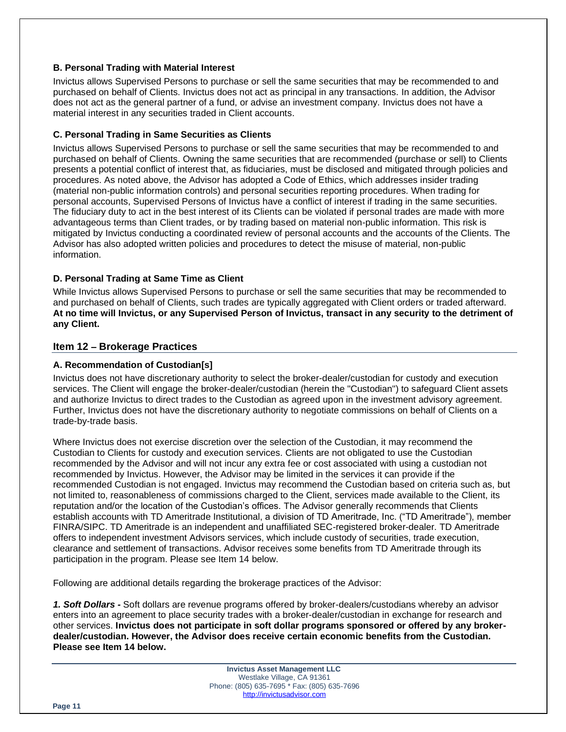### B. Personal Trading with Material Interest

Invictus allows Supervised Persons to purchase or sell the same securities that may be recommended to and purchased on behalf of Clients. Invictus does not act as principal in any transactions. In addition, the Advisor does not act as the general partner of a fund, or advise an investment company. Invictus does not have a material interest in any securities traded in Client accounts.

### C. Personal Trading in Same Securities as Clients

Invictus allows Supervised Persons to purchase or sell the same securities that may be recommended to and purchased on behalf of Clients. Owning the same securities that are recommended (purchase or sell) to Clients presents a potential conflict of interest that, as fiduciaries, must be disclosed and mitigated through policies and procedures. As noted above, the Advisor has adopted a Code of Ethics, which addresses insider trading (material non-public information controls) and personal securities reporting procedures. When trading for personal accounts, Supervised Persons of Invictus have a conflict of interest if trading in the same securities. The fiduciary duty to act in the best interest of its Clients can be violated if personal trades are made with more advantageous terms than Client trades, or by trading based on material non-public information. This risk is mitigated by Invictus conducting a coordinated review of personal accounts and the accounts of the Clients. The Advisor has also adopted written policies and procedures to detect the misuse of material, non-public information.

### D. Personal Trading at Same Time as Client

While Invictus allows Supervised Persons to purchase or sell the same securities that may be recommended to and purchased on behalf of Clients, such trades are typically aggregated with Client orders or traded afterward. **At no time will Invictus, or any Supervised Person of Invictus, transact in any security to the detriment of any Client.**

## Item 12 – Brokerage Practices

### A. Recommendation of Custodian[s]

Invictus does not have discretionary authority to select the broker-dealer/custodian for custody and execution services. The Client will engage the broker-dealer/custodian (herein the "Custodian") to safeguard Client assets and authorize Invictus to direct trades to the Custodian as agreed upon in the investment advisory agreement. Further, Invictus does not have the discretionary authority to negotiate commissions on behalf of Clients on a trade-by-trade basis.

Where Invictus does not exercise discretion over the selection of the Custodian, it may recommend the Custodian to Clients for custody and execution services. Clients are not obligated to use the Custodian recommended by the Advisor and will not incur any extra fee or cost associated with using a custodian not recommended by Invictus. However, the Advisor may be limited in the services it can provide if the recommended Custodian is not engaged. Invictus may recommend the Custodian based on criteria such as, but not limited to, reasonableness of commissions charged to the Client, services made available to the Client, its reputation and/or the location of the Custodian's offices. The Advisor generally recommends that Clients establish accounts with TD Ameritrade Institutional, a division of TD Ameritrade, Inc. ("TD Ameritrade"), member FINRA/SIPC. TD Ameritrade is an independent and unaffiliated SEC-registered broker-dealer. TD Ameritrade offers to independent investment Advisors services, which include custody of securities, trade execution, clearance and settlement of transactions. Advisor receives some benefits from TD Ameritrade through its participation in the program. Please see Item 14 below.

Following are additional details regarding the brokerage practices of the Advisor:

***1. Soft Dollars -*** Soft dollars are revenue programs offered by broker-dealers/custodians whereby an advisor enters into an agreement to place security trades with a broker-dealer/custodian in exchange for research and other services. **Invictus does not participate in soft dollar programs sponsored or offered by any broker-dealer/custodian. However, the Advisor does receive certain economic benefits from the Custodian. Please see Item 14 below.**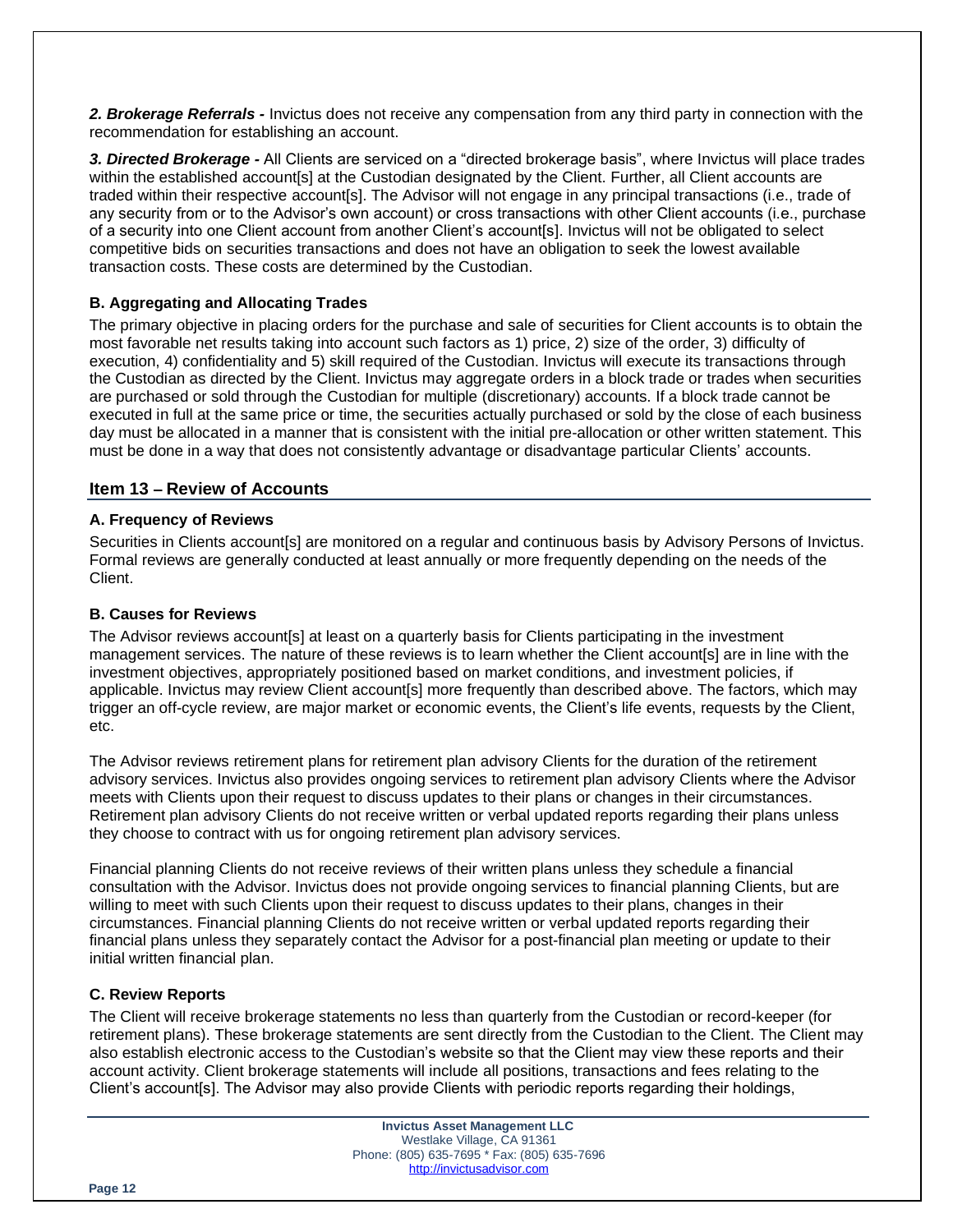***2. Brokerage Referrals -*** Invictus does not receive any compensation from any third party in connection with the recommendation for establishing an account.

***3. Directed Brokerage -*** All Clients are serviced on a "directed brokerage basis", where Invictus will place trades within the established account[s] at the Custodian designated by the Client. Further, all Client accounts are traded within their respective account[s]. The Advisor will not engage in any principal transactions (i.e., trade of any security from or to the Advisor's own account) or cross transactions with other Client accounts (i.e., purchase of a security into one Client account from another Client's account[s]. Invictus will not be obligated to select competitive bids on securities transactions and does not have an obligation to seek the lowest available transaction costs. These costs are determined by the Custodian.

### B. Aggregating and Allocating Trades

The primary objective in placing orders for the purchase and sale of securities for Client accounts is to obtain the most favorable net results taking into account such factors as 1) price, 2) size of the order, 3) difficulty of execution, 4) confidentiality and 5) skill required of the Custodian. Invictus will execute its transactions through the Custodian as directed by the Client. Invictus may aggregate orders in a block trade or trades when securities are purchased or sold through the Custodian for multiple (discretionary) accounts. If a block trade cannot be executed in full at the same price or time, the securities actually purchased or sold by the close of each business day must be allocated in a manner that is consistent with the initial pre-allocation or other written statement. This must be done in a way that does not consistently advantage or disadvantage particular Clients' accounts.

## Item 13 – Review of Accounts

### A. Frequency of Reviews

Securities in Clients account[s] are monitored on a regular and continuous basis by Advisory Persons of Invictus. Formal reviews are generally conducted at least annually or more frequently depending on the needs of the Client.

### B. Causes for Reviews

The Advisor reviews account[s] at least on a quarterly basis for Clients participating in the investment management services. The nature of these reviews is to learn whether the Client account[s] are in line with the investment objectives, appropriately positioned based on market conditions, and investment policies, if applicable. Invictus may review Client account[s] more frequently than described above. The factors, which may trigger an off-cycle review, are major market or economic events, the Client's life events, requests by the Client, etc.

The Advisor reviews retirement plans for retirement plan advisory Clients for the duration of the retirement advisory services. Invictus also provides ongoing services to retirement plan advisory Clients where the Advisor meets with Clients upon their request to discuss updates to their plans or changes in their circumstances. Retirement plan advisory Clients do not receive written or verbal updated reports regarding their plans unless they choose to contract with us for ongoing retirement plan advisory services.

Financial planning Clients do not receive reviews of their written plans unless they schedule a financial consultation with the Advisor. Invictus does not provide ongoing services to financial planning Clients, but are willing to meet with such Clients upon their request to discuss updates to their plans, changes in their circumstances. Financial planning Clients do not receive written or verbal updated reports regarding their financial plans unless they separately contact the Advisor for a post-financial plan meeting or update to their initial written financial plan.

### C. Review Reports

The Client will receive brokerage statements no less than quarterly from the Custodian or record-keeper (for retirement plans). These brokerage statements are sent directly from the Custodian to the Client. The Client may also establish electronic access to the Custodian's website so that the Client may view these reports and their account activity. Client brokerage statements will include all positions, transactions and fees relating to the Client's account[s]. The Advisor may also provide Clients with periodic reports regarding their holdings,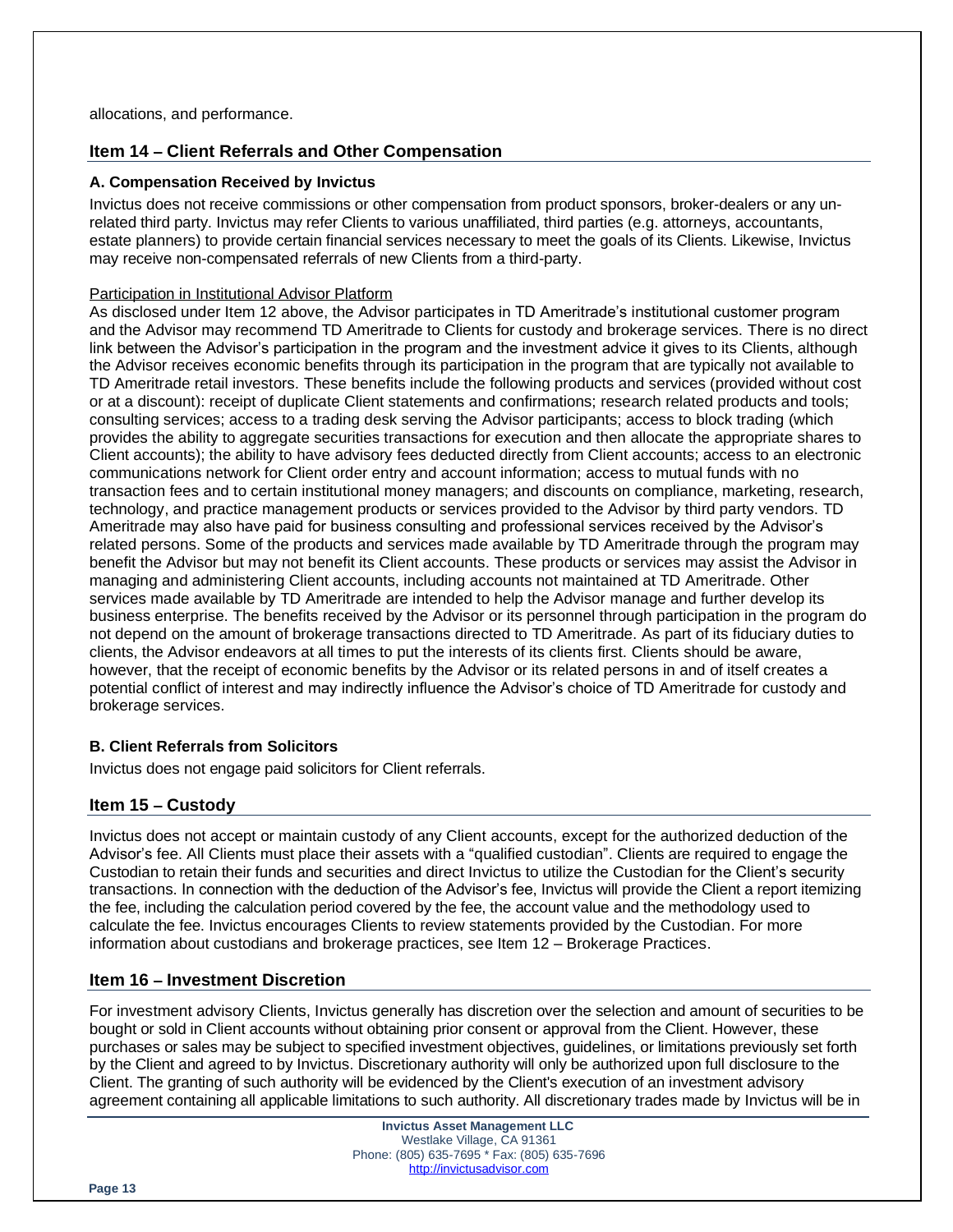allocations, and performance.

## Item 14 – Client Referrals and Other Compensation

### A. Compensation Received by Invictus

Invictus does not receive commissions or other compensation from product sponsors, broker-dealers or any un-related third party. Invictus may refer Clients to various unaffiliated, third parties (e.g. attorneys, accountants, estate planners) to provide certain financial services necessary to meet the goals of its Clients. Likewise, Invictus may receive non-compensated referrals of new Clients from a third-party.

Participation in Institutional Advisor Platform

As disclosed under Item 12 above, the Advisor participates in TD Ameritrade's institutional customer program and the Advisor may recommend TD Ameritrade to Clients for custody and brokerage services. There is no direct link between the Advisor's participation in the program and the investment advice it gives to its Clients, although the Advisor receives economic benefits through its participation in the program that are typically not available to TD Ameritrade retail investors. These benefits include the following products and services (provided without cost or at a discount): receipt of duplicate Client statements and confirmations; research related products and tools; consulting services; access to a trading desk serving the Advisor participants; access to block trading (which provides the ability to aggregate securities transactions for execution and then allocate the appropriate shares to Client accounts); the ability to have advisory fees deducted directly from Client accounts; access to an electronic communications network for Client order entry and account information; access to mutual funds with no transaction fees and to certain institutional money managers; and discounts on compliance, marketing, research, technology, and practice management products or services provided to the Advisor by third party vendors. TD Ameritrade may also have paid for business consulting and professional services received by the Advisor's related persons. Some of the products and services made available by TD Ameritrade through the program may benefit the Advisor but may not benefit its Client accounts. These products or services may assist the Advisor in managing and administering Client accounts, including accounts not maintained at TD Ameritrade. Other services made available by TD Ameritrade are intended to help the Advisor manage and further develop its business enterprise. The benefits received by the Advisor or its personnel through participation in the program do not depend on the amount of brokerage transactions directed to TD Ameritrade. As part of its fiduciary duties to clients, the Advisor endeavors at all times to put the interests of its clients first. Clients should be aware, however, that the receipt of economic benefits by the Advisor or its related persons in and of itself creates a potential conflict of interest and may indirectly influence the Advisor's choice of TD Ameritrade for custody and brokerage services.

### B. Client Referrals from Solicitors

Invictus does not engage paid solicitors for Client referrals.

## Item 15 – Custody

Invictus does not accept or maintain custody of any Client accounts, except for the authorized deduction of the Advisor's fee. All Clients must place their assets with a "qualified custodian". Clients are required to engage the Custodian to retain their funds and securities and direct Invictus to utilize the Custodian for the Client's security transactions. In connection with the deduction of the Advisor's fee, Invictus will provide the Client a report itemizing the fee, including the calculation period covered by the fee, the account value and the methodology used to calculate the fee. Invictus encourages Clients to review statements provided by the Custodian. For more information about custodians and brokerage practices, see Item 12 – Brokerage Practices.

## Item 16 – Investment Discretion

For investment advisory Clients, Invictus generally has discretion over the selection and amount of securities to be bought or sold in Client accounts without obtaining prior consent or approval from the Client. However, these purchases or sales may be subject to specified investment objectives, guidelines, or limitations previously set forth by the Client and agreed to by Invictus. Discretionary authority will only be authorized upon full disclosure to the Client. The granting of such authority will be evidenced by the Client's execution of an investment advisory agreement containing all applicable limitations to such authority. All discretionary trades made by Invictus will be in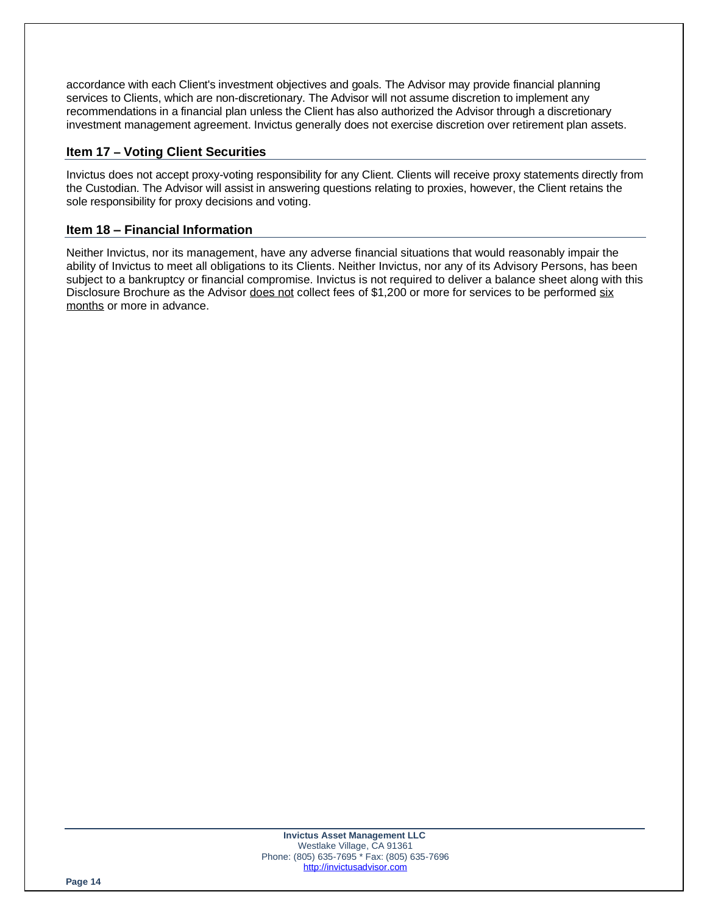accordance with each Client's investment objectives and goals. The Advisor may provide financial planning services to Clients, which are non-discretionary. The Advisor will not assume discretion to implement any recommendations in a financial plan unless the Client has also authorized the Advisor through a discretionary investment management agreement. Invictus generally does not exercise discretion over retirement plan assets.

## Item 17 – Voting Client Securities

Invictus does not accept proxy-voting responsibility for any Client. Clients will receive proxy statements directly from the Custodian. The Advisor will assist in answering questions relating to proxies, however, the Client retains the sole responsibility for proxy decisions and voting.

## Item 18 – Financial Information

Neither Invictus, nor its management, have any adverse financial situations that would reasonably impair the ability of Invictus to meet all obligations to its Clients. Neither Invictus, nor any of its Advisory Persons, has been subject to a bankruptcy or financial compromise. Invictus is not required to deliver a balance sheet along with this Disclosure Brochure as the Advisor does not collect fees of $1,200 or more for services to be performed six months or more in advance.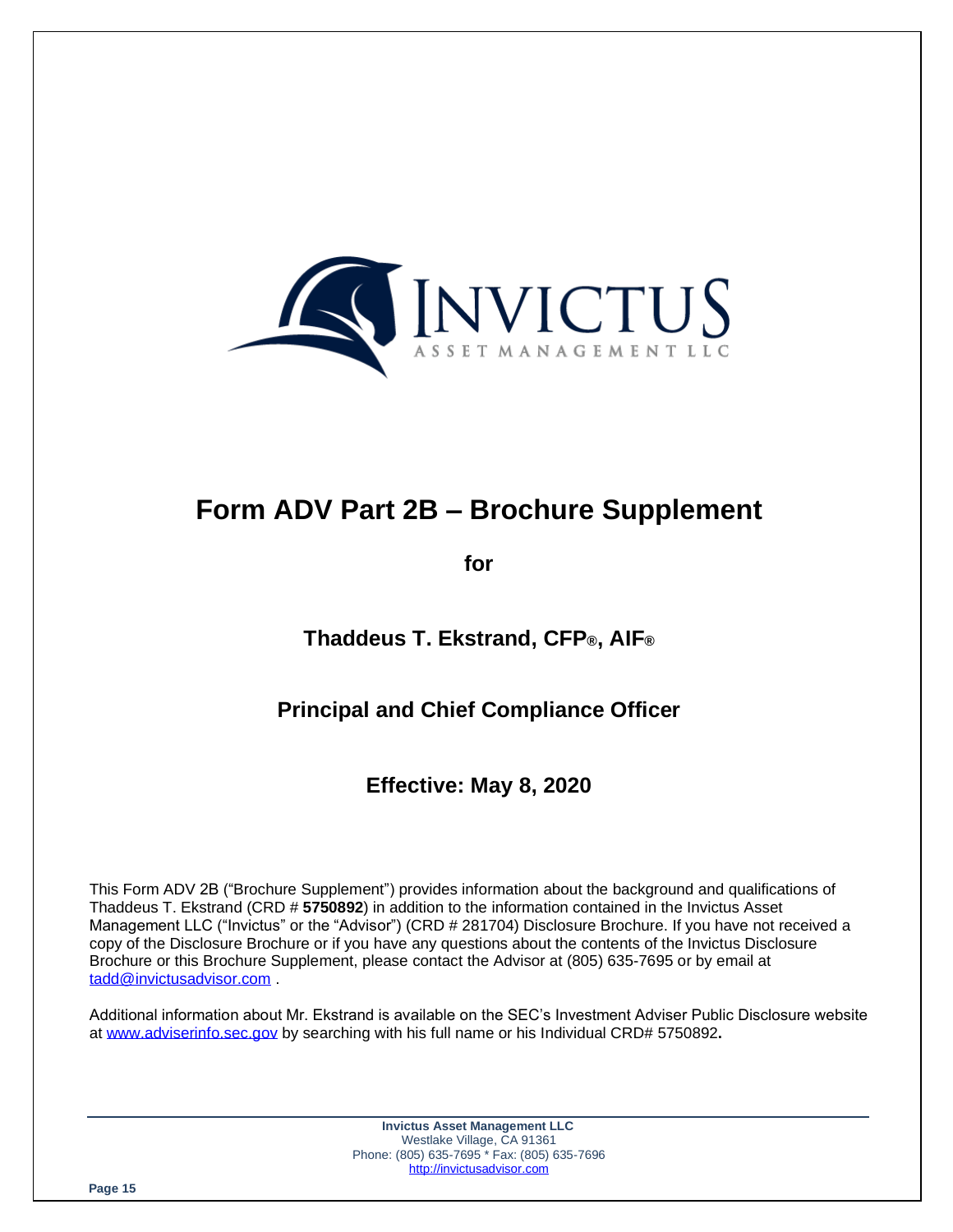# Form ADV Part 2B – Brochure Supplement

**for**

**Thaddeus T. Ekstrand, CFP®, AIF®**

**Principal and Chief Compliance Officer**

**Effective: May 8, 2020**

This Form ADV 2B ("Brochure Supplement") provides information about the background and qualifications of Thaddeus T. Ekstrand (CRD # **5750892**) in addition to the information contained in the Invictus Asset Management LLC ("Invictus" or the "Advisor") (CRD # 281704) Disclosure Brochure. If you have not received a copy of the Disclosure Brochure or if you have any questions about the contents of the Invictus Disclosure Brochure or this Brochure Supplement, please contact the Advisor at (805) 635-7695 or by email at tadd@invictusadvisor.com .

Additional information about Mr. Ekstrand is available on the SEC's Investment Adviser Public Disclosure website at www.adviserinfo.sec.gov by searching with his full name or his Individual CRD# 5750892**.**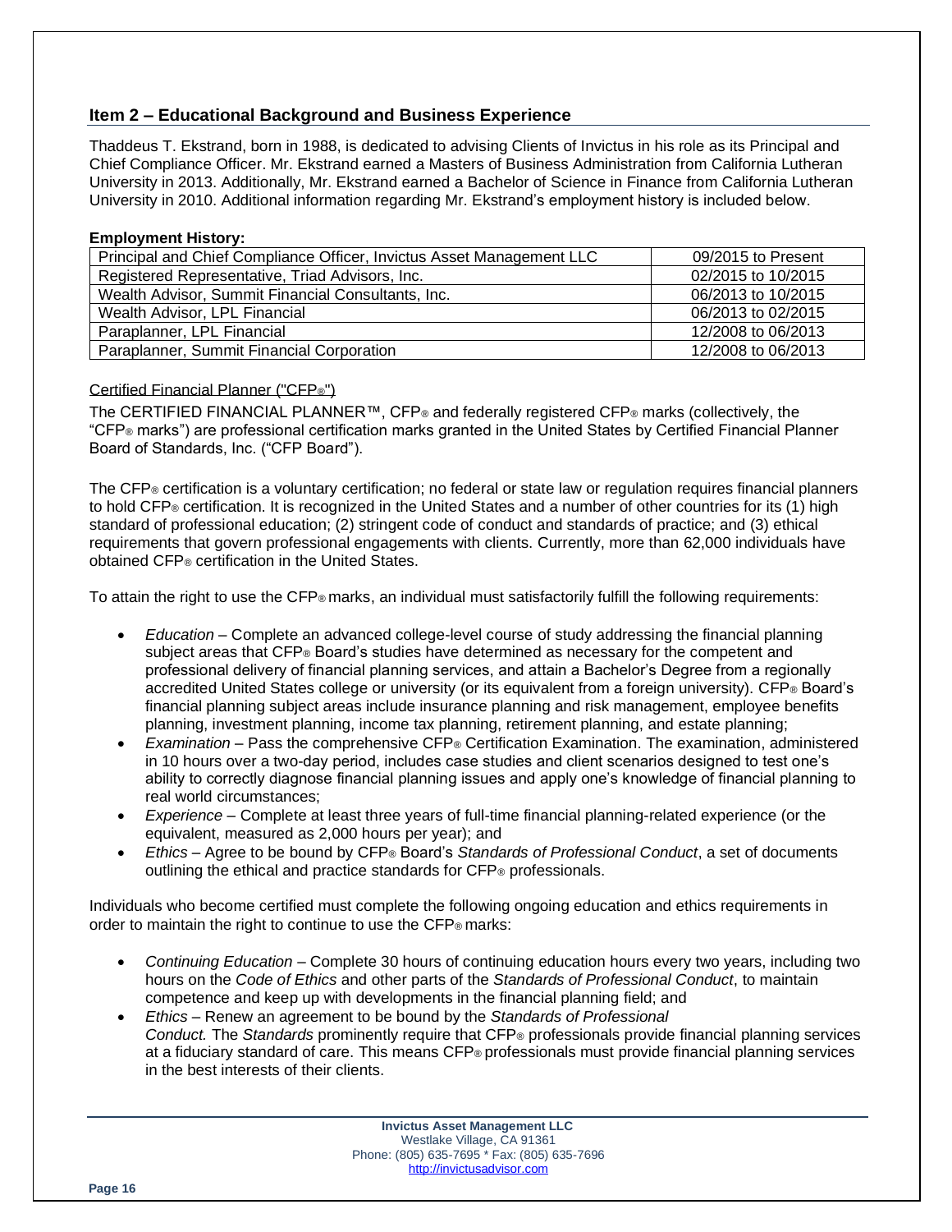## Item 2 – Educational Background and Business Experience

Thaddeus T. Ekstrand, born in 1988, is dedicated to advising Clients of Invictus in his role as its Principal and Chief Compliance Officer. Mr. Ekstrand earned a Masters of Business Administration from California Lutheran University in 2013. Additionally, Mr. Ekstrand earned a Bachelor of Science in Finance from California Lutheran University in 2010. Additional information regarding Mr. Ekstrand's employment history is included below.

**Employment History:**

| Position | Dates |
|---|---|
| Principal and Chief Compliance Officer, Invictus Asset Management LLC | 09/2015 to Present |
| Registered Representative, Triad Advisors, Inc. | 02/2015 to 10/2015 |
| Wealth Advisor, Summit Financial Consultants, Inc. | 06/2013 to 10/2015 |
| Wealth Advisor, LPL Financial | 06/2013 to 02/2015 |
| Paraplanner, LPL Financial | 12/2008 to 06/2013 |
| Paraplanner, Summit Financial Corporation | 12/2008 to 06/2013 |

Certified Financial Planner ("CFP®")

The CERTIFIED FINANCIAL PLANNER™, CFP® and federally registered CFP® marks (collectively, the "CFP® marks") are professional certification marks granted in the United States by Certified Financial Planner Board of Standards, Inc. ("CFP Board").

The CFP® certification is a voluntary certification; no federal or state law or regulation requires financial planners to hold CFP® certification. It is recognized in the United States and a number of other countries for its (1) high standard of professional education; (2) stringent code of conduct and standards of practice; and (3) ethical requirements that govern professional engagements with clients. Currently, more than 62,000 individuals have obtained CFP® certification in the United States.

To attain the right to use the CFP® marks, an individual must satisfactorily fulfill the following requirements:

- *Education* – Complete an advanced college-level course of study addressing the financial planning subject areas that CFP® Board's studies have determined as necessary for the competent and professional delivery of financial planning services, and attain a Bachelor's Degree from a regionally accredited United States college or university (or its equivalent from a foreign university). CFP® Board's financial planning subject areas include insurance planning and risk management, employee benefits planning, investment planning, income tax planning, retirement planning, and estate planning;
- *Examination* – Pass the comprehensive CFP® Certification Examination. The examination, administered in 10 hours over a two-day period, includes case studies and client scenarios designed to test one's ability to correctly diagnose financial planning issues and apply one's knowledge of financial planning to real world circumstances;
- *Experience* – Complete at least three years of full-time financial planning-related experience (or the equivalent, measured as 2,000 hours per year); and
- *Ethics* – Agree to be bound by CFP® Board's *Standards of Professional Conduct*, a set of documents outlining the ethical and practice standards for CFP® professionals.

Individuals who become certified must complete the following ongoing education and ethics requirements in order to maintain the right to continue to use the CFP® marks:

- *Continuing Education* – Complete 30 hours of continuing education hours every two years, including two hours on the *Code of Ethics* and other parts of the *Standards of Professional Conduct*, to maintain competence and keep up with developments in the financial planning field; and
- *Ethics* – Renew an agreement to be bound by the *Standards of Professional Conduct.* The *Standards* prominently require that CFP® professionals provide financial planning services at a fiduciary standard of care. This means CFP® professionals must provide financial planning services in the best interests of their clients.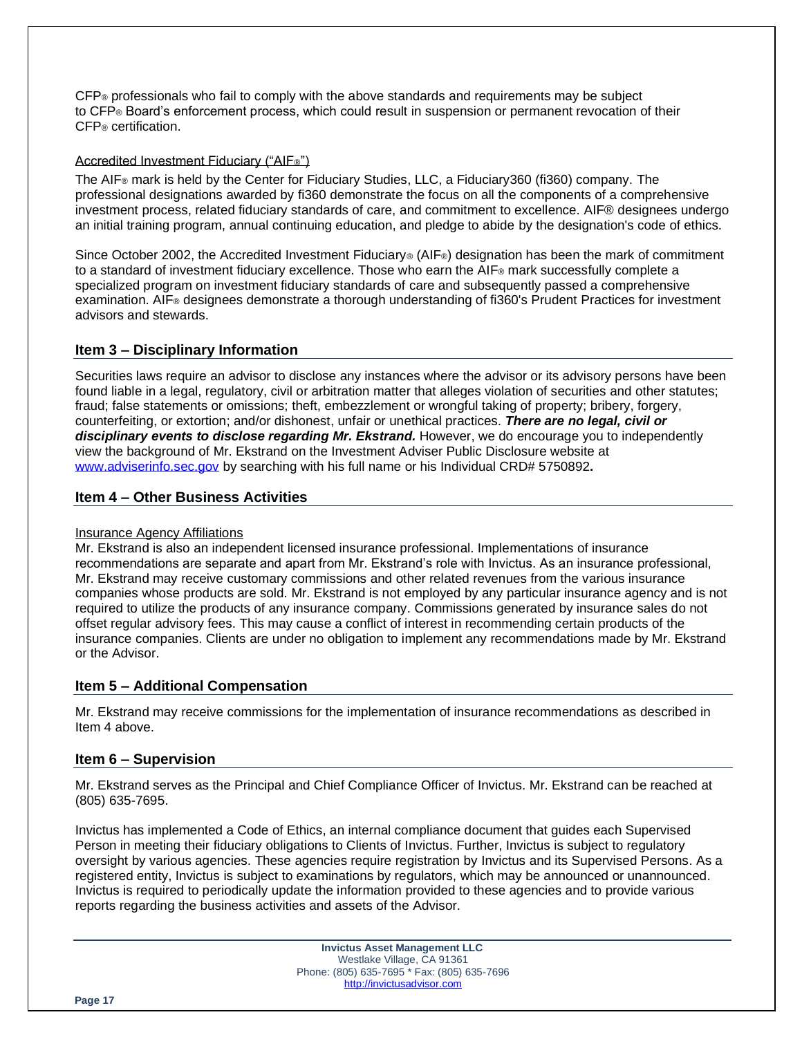CFP® professionals who fail to comply with the above standards and requirements may be subject to CFP® Board's enforcement process, which could result in suspension or permanent revocation of their CFP® certification.

Accredited Investment Fiduciary ("AIF®")

The AIF® mark is held by the Center for Fiduciary Studies, LLC, a Fiduciary360 (fi360) company. The professional designations awarded by fi360 demonstrate the focus on all the components of a comprehensive investment process, related fiduciary standards of care, and commitment to excellence. AIF® designees undergo an initial training program, annual continuing education, and pledge to abide by the designation's code of ethics.

Since October 2002, the Accredited Investment Fiduciary® (AIF®) designation has been the mark of commitment to a standard of investment fiduciary excellence. Those who earn the AIF® mark successfully complete a specialized program on investment fiduciary standards of care and subsequently passed a comprehensive examination. AIF® designees demonstrate a thorough understanding of fi360's Prudent Practices for investment advisors and stewards.

## Item 3 – Disciplinary Information

Securities laws require an advisor to disclose any instances where the advisor or its advisory persons have been found liable in a legal, regulatory, civil or arbitration matter that alleges violation of securities and other statutes; fraud; false statements or omissions; theft, embezzlement or wrongful taking of property; bribery, forgery, counterfeiting, or extortion; and/or dishonest, unfair or unethical practices. ***There are no legal, civil or disciplinary events to disclose regarding Mr. Ekstrand.*** However, we do encourage you to independently view the background of Mr. Ekstrand on the Investment Adviser Public Disclosure website at www.adviserinfo.sec.gov by searching with his full name or his Individual CRD# 5750892**.**

## Item 4 – Other Business Activities

Insurance Agency Affiliations

Mr. Ekstrand is also an independent licensed insurance professional. Implementations of insurance recommendations are separate and apart from Mr. Ekstrand's role with Invictus. As an insurance professional, Mr. Ekstrand may receive customary commissions and other related revenues from the various insurance companies whose products are sold. Mr. Ekstrand is not employed by any particular insurance agency and is not required to utilize the products of any insurance company. Commissions generated by insurance sales do not offset regular advisory fees. This may cause a conflict of interest in recommending certain products of the insurance companies. Clients are under no obligation to implement any recommendations made by Mr. Ekstrand or the Advisor.

## Item 5 – Additional Compensation

Mr. Ekstrand may receive commissions for the implementation of insurance recommendations as described in Item 4 above.

## Item 6 – Supervision

Mr. Ekstrand serves as the Principal and Chief Compliance Officer of Invictus. Mr. Ekstrand can be reached at (805) 635-7695.

Invictus has implemented a Code of Ethics, an internal compliance document that guides each Supervised Person in meeting their fiduciary obligations to Clients of Invictus. Further, Invictus is subject to regulatory oversight by various agencies. These agencies require registration by Invictus and its Supervised Persons. As a registered entity, Invictus is subject to examinations by regulators, which may be announced or unannounced. Invictus is required to periodically update the information provided to these agencies and to provide various reports regarding the business activities and assets of the Advisor.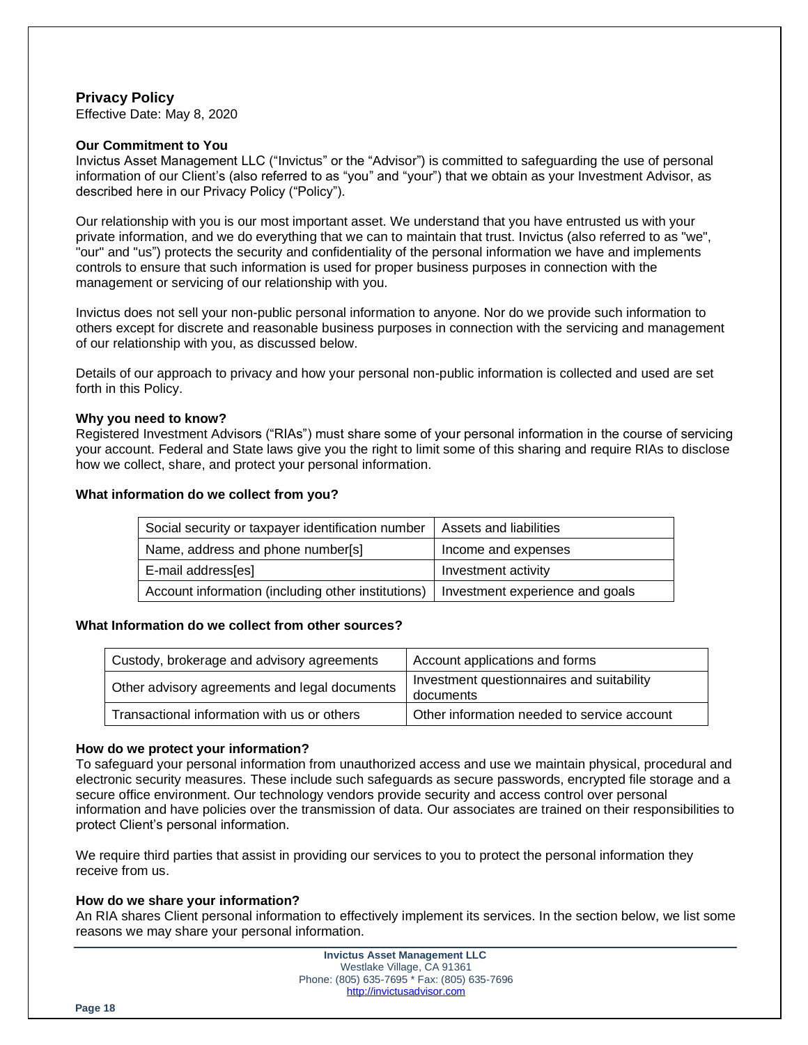## Privacy Policy

Effective Date: May 8, 2020

### Our Commitment to You

Invictus Asset Management LLC ("Invictus" or the "Advisor") is committed to safeguarding the use of personal information of our Client's (also referred to as "you" and "your") that we obtain as your Investment Advisor, as described here in our Privacy Policy ("Policy").

Our relationship with you is our most important asset. We understand that you have entrusted us with your private information, and we do everything that we can to maintain that trust. Invictus (also referred to as "we", "our" and "us") protects the security and confidentiality of the personal information we have and implements controls to ensure that such information is used for proper business purposes in connection with the management or servicing of our relationship with you.

Invictus does not sell your non-public personal information to anyone. Nor do we provide such information to others except for discrete and reasonable business purposes in connection with the servicing and management of our relationship with you, as discussed below.

Details of our approach to privacy and how your personal non-public information is collected and used are set forth in this Policy.

### Why you need to know?

Registered Investment Advisors ("RIAs") must share some of your personal information in the course of servicing your account. Federal and State laws give you the right to limit some of this sharing and require RIAs to disclose how we collect, share, and protect your personal information.

### What information do we collect from you?

| | |
|---|---|
| Social security or taxpayer identification number | Assets and liabilities |
| Name, address and phone number[s] | Income and expenses |
| E-mail address[es] | Investment activity |
| Account information (including other institutions) | Investment experience and goals |

### What Information do we collect from other sources?

| | |
|---|---|
| Custody, brokerage and advisory agreements | Account applications and forms |
| Other advisory agreements and legal documents | Investment questionnaires and suitability documents |
| Transactional information with us or others | Other information needed to service account |

### How do we protect your information?

To safeguard your personal information from unauthorized access and use we maintain physical, procedural and electronic security measures. These include such safeguards as secure passwords, encrypted file storage and a secure office environment. Our technology vendors provide security and access control over personal information and have policies over the transmission of data. Our associates are trained on their responsibilities to protect Client's personal information.

We require third parties that assist in providing our services to you to protect the personal information they receive from us.

### How do we share your information?

An RIA shares Client personal information to effectively implement its services. In the section below, we list some reasons we may share your personal information.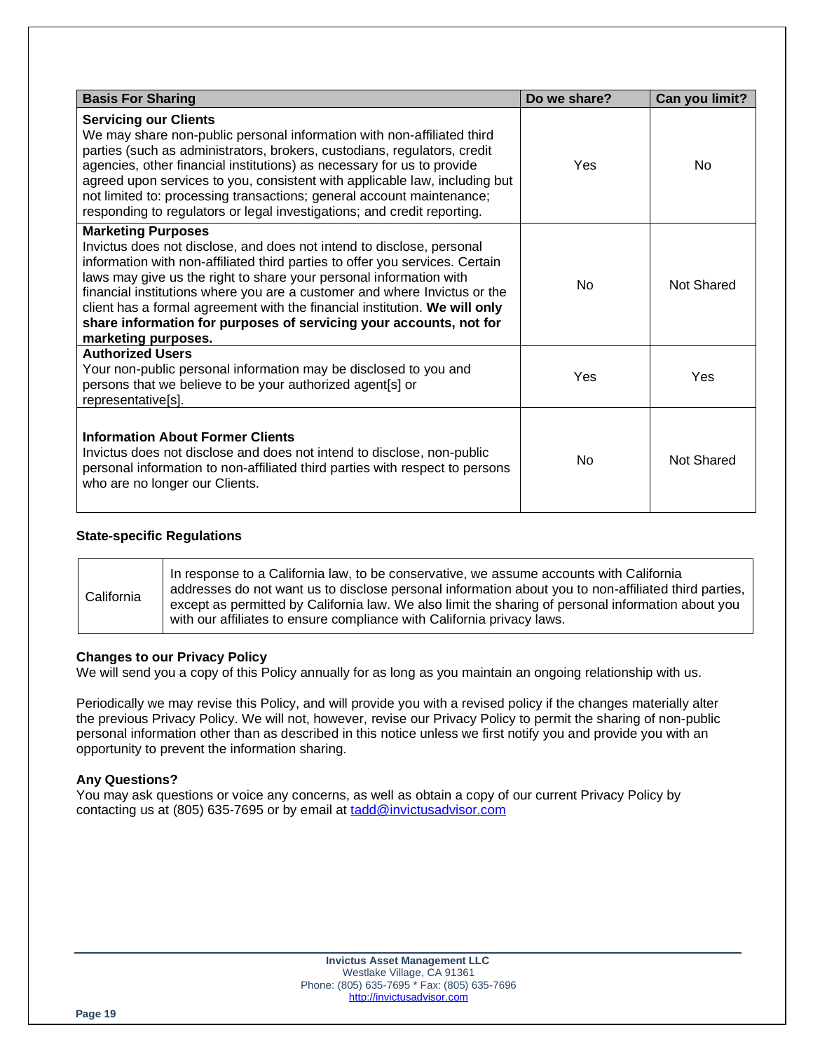| Basis For Sharing | Do we share? | Can you limit? |
|---|---|---|
| **Servicing our Clients** We may share non-public personal information with non-affiliated third parties (such as administrators, brokers, custodians, regulators, credit agencies, other financial institutions) as necessary for us to provide agreed upon services to you, consistent with applicable law, including but not limited to: processing transactions; general account maintenance; responding to regulators or legal investigations; and credit reporting. | Yes | No |
| **Marketing Purposes** Invictus does not disclose, and does not intend to disclose, personal information with non-affiliated third parties to offer you services. Certain laws may give us the right to share your personal information with financial institutions where you are a customer and where Invictus or the client has a formal agreement with the financial institution. **We will only share information for purposes of servicing your accounts, not for marketing purposes.** | No | Not Shared |
| **Authorized Users** Your non-public personal information may be disclosed to you and persons that we believe to be your authorized agent[s] or representative[s]. | Yes | Yes |
| **Information About Former Clients** Invictus does not disclose and does not intend to disclose, non-public personal information to non-affiliated third parties with respect to persons who are no longer our Clients. | No | Not Shared |

**State-specific Regulations**

| | |
|---|---|
| California | In response to a California law, to be conservative, we assume accounts with California addresses do not want us to disclose personal information about you to non-affiliated third parties, except as permitted by California law. We also limit the sharing of personal information about you with our affiliates to ensure compliance with California privacy laws. |

**Changes to our Privacy Policy**

We will send you a copy of this Policy annually for as long as you maintain an ongoing relationship with us.

Periodically we may revise this Policy, and will provide you with a revised policy if the changes materially alter the previous Privacy Policy. We will not, however, revise our Privacy Policy to permit the sharing of non-public personal information other than as described in this notice unless we first notify you and provide you with an opportunity to prevent the information sharing.

**Any Questions?**

You may ask questions or voice any concerns, as well as obtain a copy of our current Privacy Policy by contacting us at (805) 635-7695 or by email at tadd@invictusadvisor.com